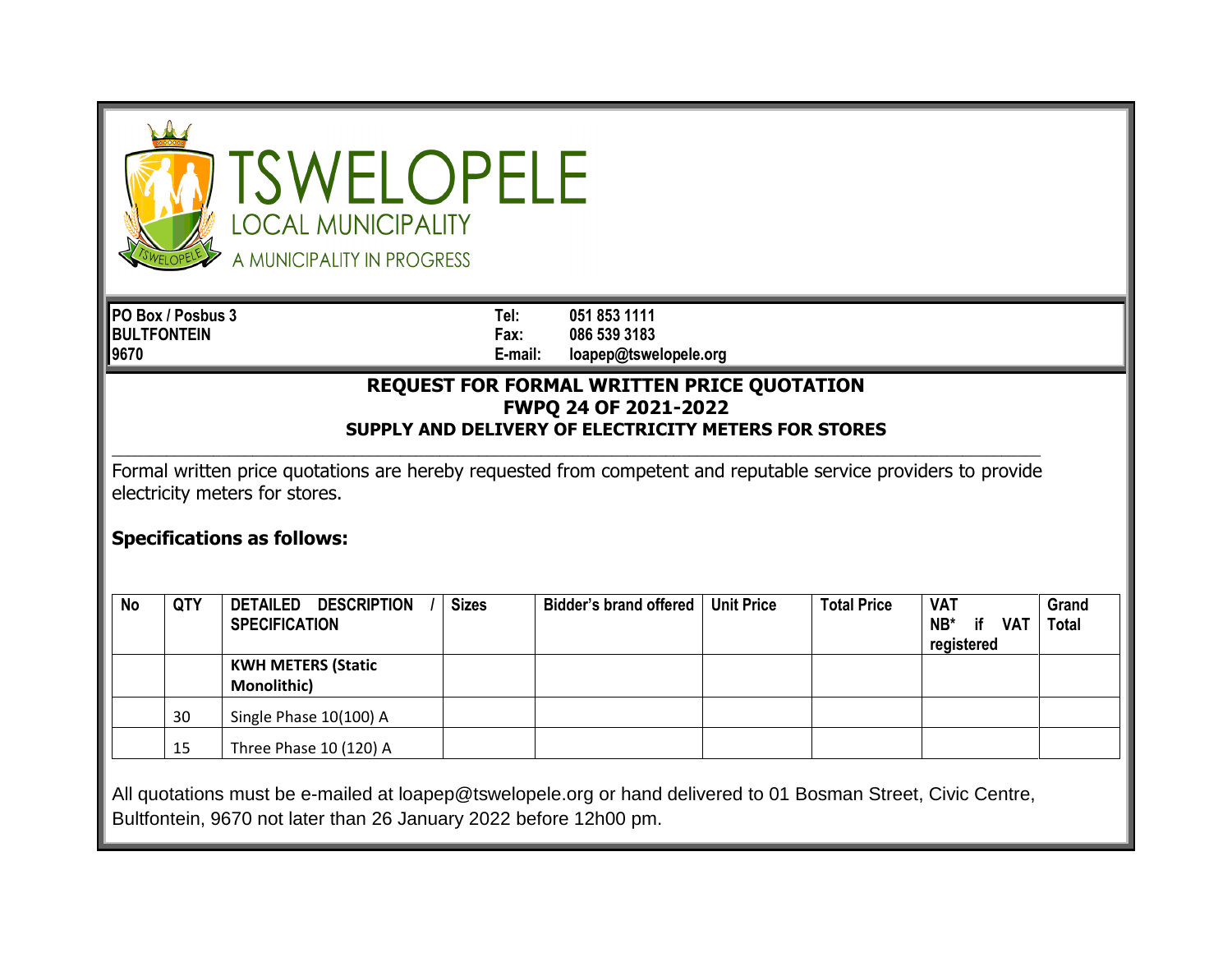# TSWELOPELE

LOCAL MUNICIPALITY

A MUNICIPALITY IN PROGRESS

**PO Box / Posbus 3**
**BULTFONTEIN**
**9670**

**Tel:** 051 853 1111
**Fax:** 086 539 3183
**E-mail:** loapep@tswelopele.org

## REQUEST FOR FORMAL WRITTEN PRICE QUOTATION
## FWPQ 24 OF 2021-2022
### SUPPLY AND DELIVERY OF ELECTRICITY METERS FOR STORES

Formal written price quotations are hereby requested from competent and reputable service providers to provide electricity meters for stores.

**Specifications as follows:**

| No | QTY | DETAILED DESCRIPTION / SPECIFICATION | Sizes | Bidder's brand offered | Unit Price | Total Price | VAT NB* if VAT registered | Grand Total |
|---|---|---|---|---|---|---|---|---|
| | | **KWH METERS (Static Monolithic)** | | | | | | |
| | 30 | Single Phase 10(100) A | | | | | | |
| | 15 | Three Phase 10 (120) A | | | | | | |

All quotations must be e-mailed at loapep@tswelopele.org or hand delivered to 01 Bosman Street, Civic Centre, Bultfontein, 9670 not later than 26 January 2022 before 12h00 pm.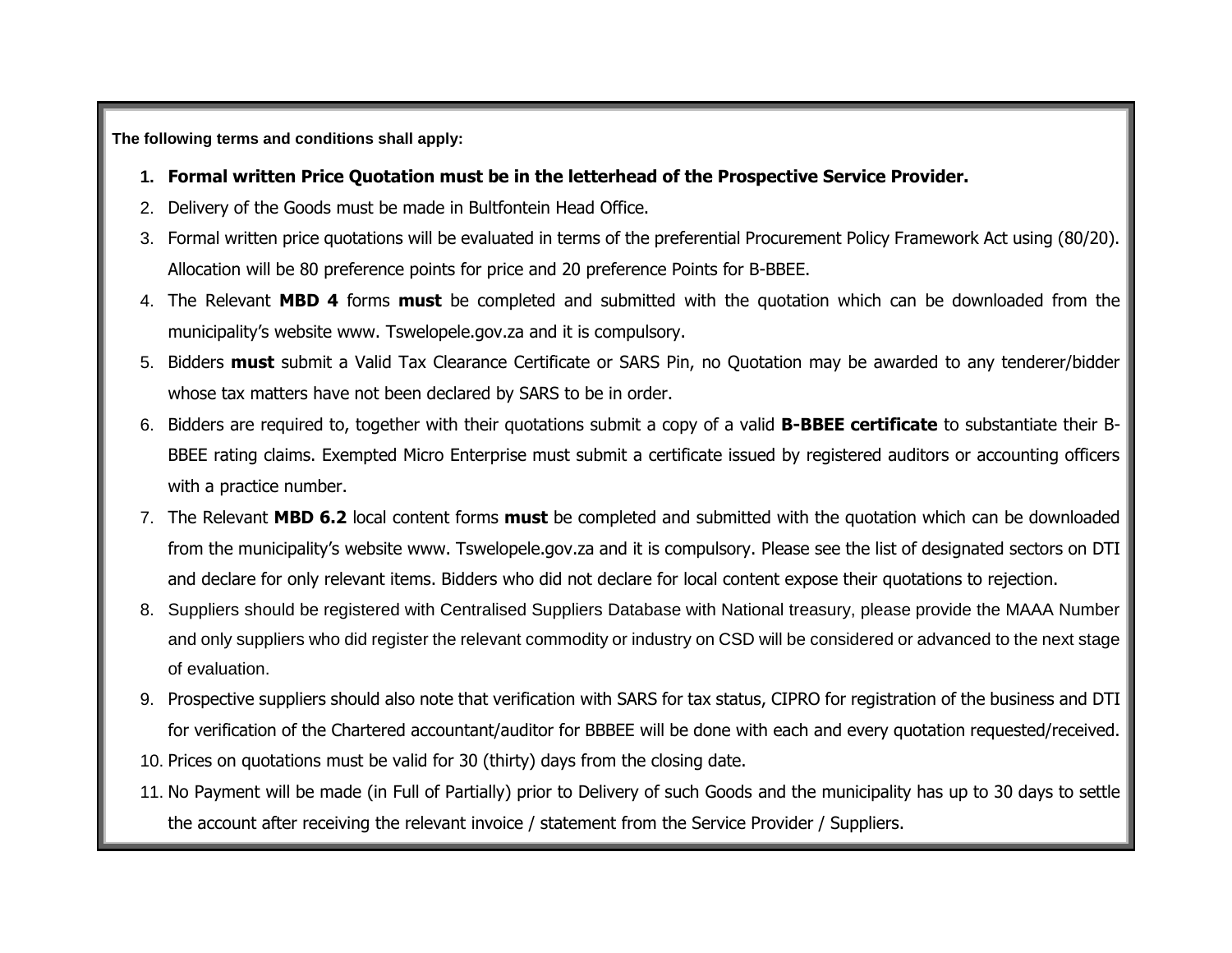**The following terms and conditions shall apply:**

1. **Formal written Price Quotation must be in the letterhead of the Prospective Service Provider.**
2. Delivery of the Goods must be made in Bultfontein Head Office.
3. Formal written price quotations will be evaluated in terms of the preferential Procurement Policy Framework Act using (80/20). Allocation will be 80 preference points for price and 20 preference Points for B-BBEE.
4. The Relevant **MBD 4** forms **must** be completed and submitted with the quotation which can be downloaded from the municipality's website www. Tswelopele.gov.za and it is compulsory.
5. Bidders **must** submit a Valid Tax Clearance Certificate or SARS Pin, no Quotation may be awarded to any tenderer/bidder whose tax matters have not been declared by SARS to be in order.
6. Bidders are required to, together with their quotations submit a copy of a valid **B-BBEE certificate** to substantiate their B-BBEE rating claims. Exempted Micro Enterprise must submit a certificate issued by registered auditors or accounting officers with a practice number.
7. The Relevant **MBD 6.2** local content forms **must** be completed and submitted with the quotation which can be downloaded from the municipality's website www. Tswelopele.gov.za and it is compulsory. Please see the list of designated sectors on DTI and declare for only relevant items. Bidders who did not declare for local content expose their quotations to rejection.
8. Suppliers should be registered with Centralised Suppliers Database with National treasury, please provide the MAAA Number and only suppliers who did register the relevant commodity or industry on CSD will be considered or advanced to the next stage of evaluation.
9. Prospective suppliers should also note that verification with SARS for tax status, CIPRO for registration of the business and DTI for verification of the Chartered accountant/auditor for BBBEE will be done with each and every quotation requested/received.
10. Prices on quotations must be valid for 30 (thirty) days from the closing date.
11. No Payment will be made (in Full of Partially) prior to Delivery of such Goods and the municipality has up to 30 days to settle the account after receiving the relevant invoice / statement from the Service Provider / Suppliers.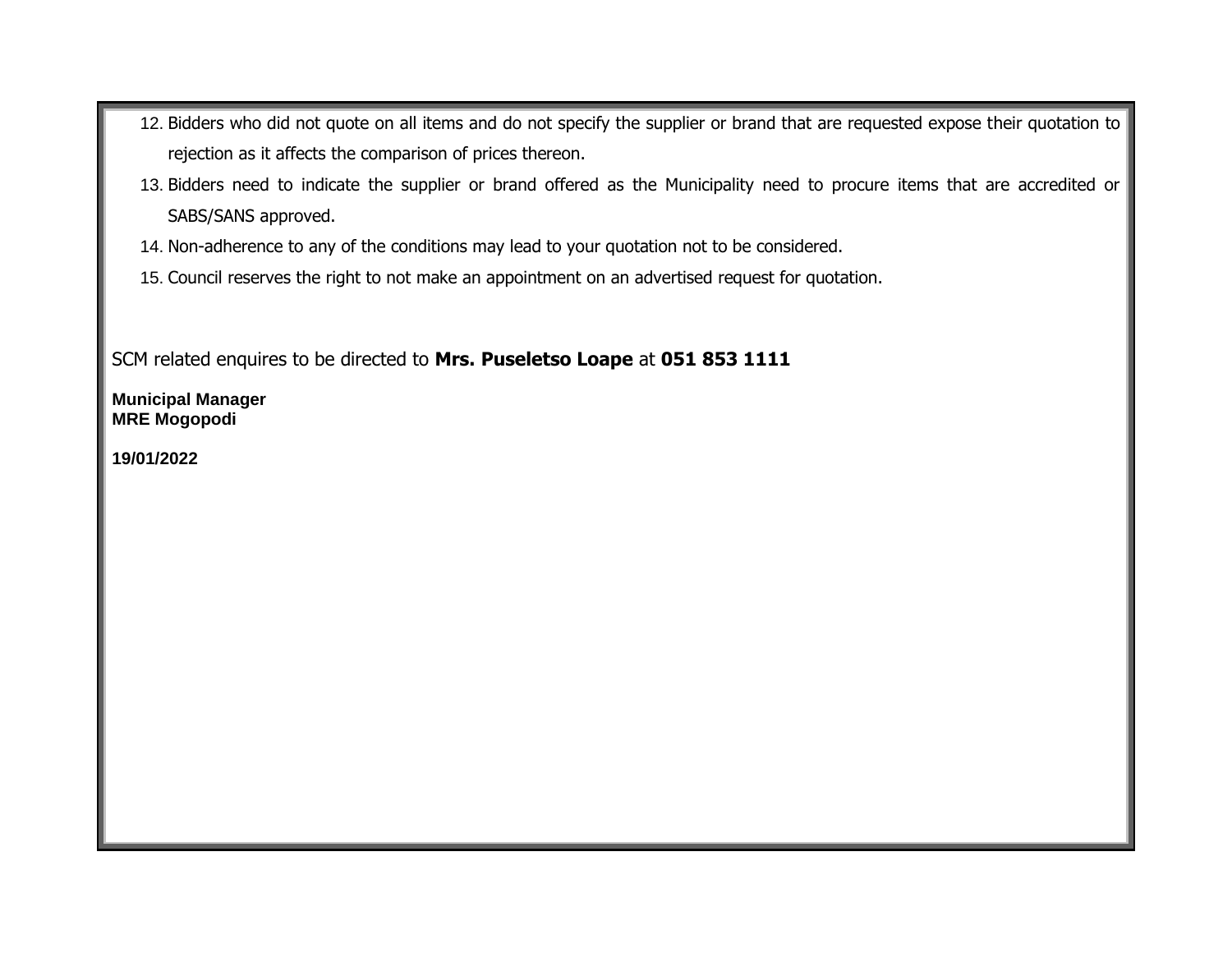12. Bidders who did not quote on all items and do not specify the supplier or brand that are requested expose their quotation to rejection as it affects the comparison of prices thereon.
13. Bidders need to indicate the supplier or brand offered as the Municipality need to procure items that are accredited or SABS/SANS approved.
14. Non-adherence to any of the conditions may lead to your quotation not to be considered.
15. Council reserves the right to not make an appointment on an advertised request for quotation.

SCM related enquires to be directed to **Mrs. Puseletso Loape** at **051 853 1111**

**Municipal Manager**
**MRE Mogopodi**

**19/01/2022**